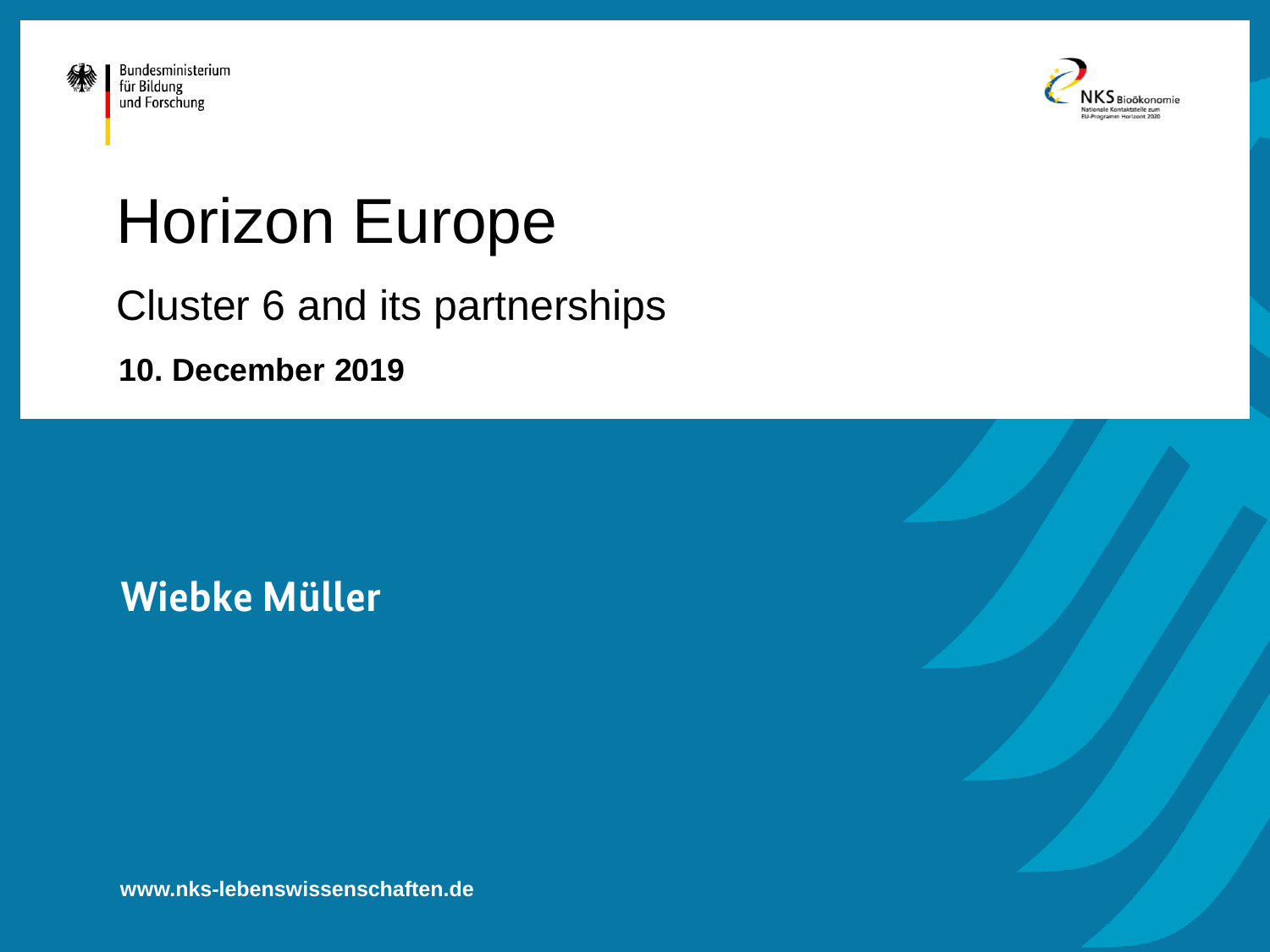Bundesministerium
für Bildung
und Forschung

NKS Bioökonomie
Nationale Kontaktstelle zum
EU-Programm Horizont 2020

# Horizon Europe

## Cluster 6 and its partnerships

**10. December 2019**

**Wiebke Müller**

**www.nks-lebenswissenschaften.de**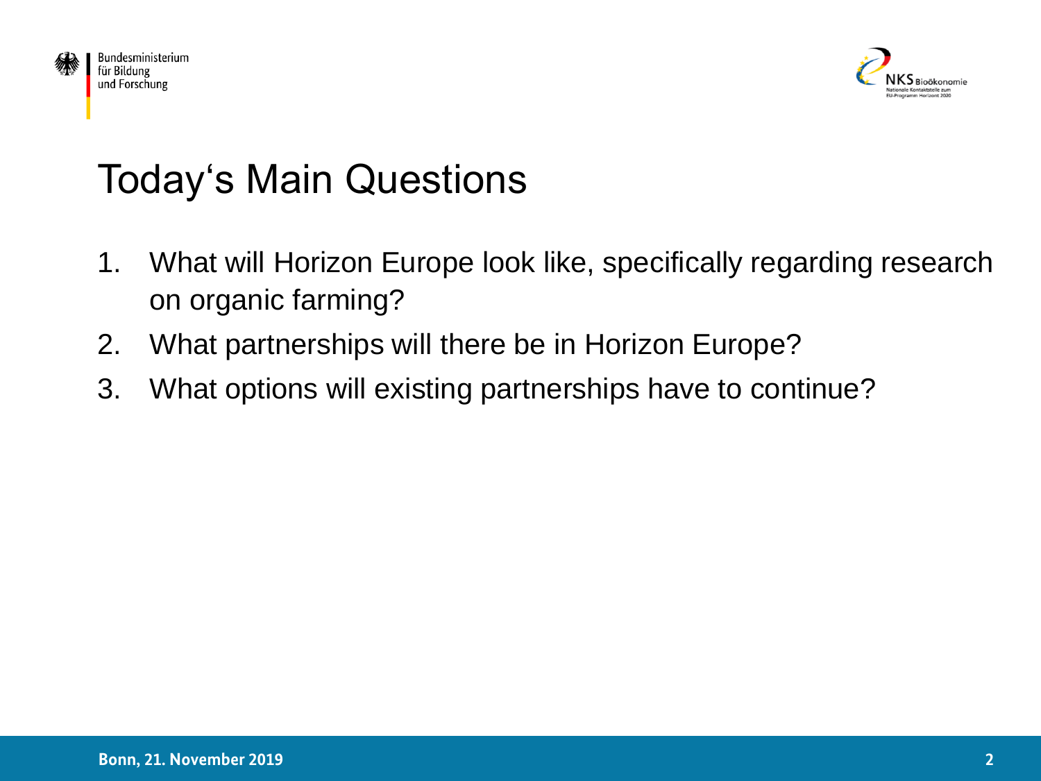# Today's Main Questions

1. What will Horizon Europe look like, specifically regarding research on organic farming?
2. What partnerships will there be in Horizon Europe?
3. What options will existing partnerships have to continue?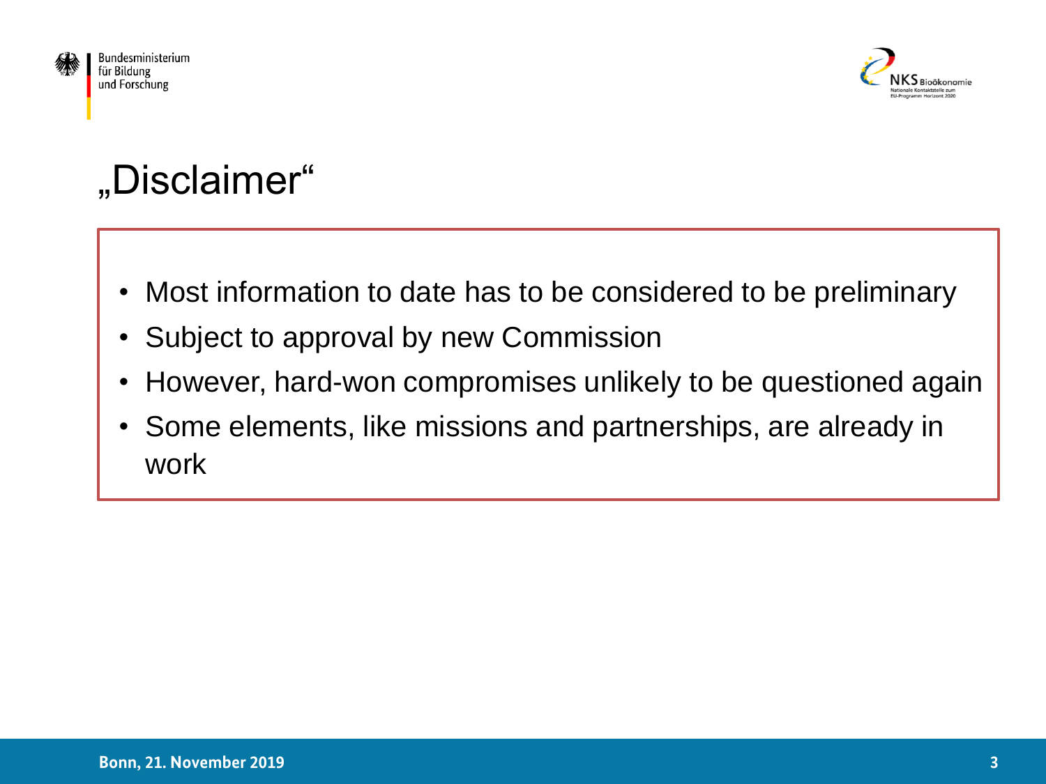# „Disclaimer"

- Most information to date has to be considered to be preliminary
- Subject to approval by new Commission
- However, hard-won compromises unlikely to be questioned again
- Some elements, like missions and partnerships, are already in work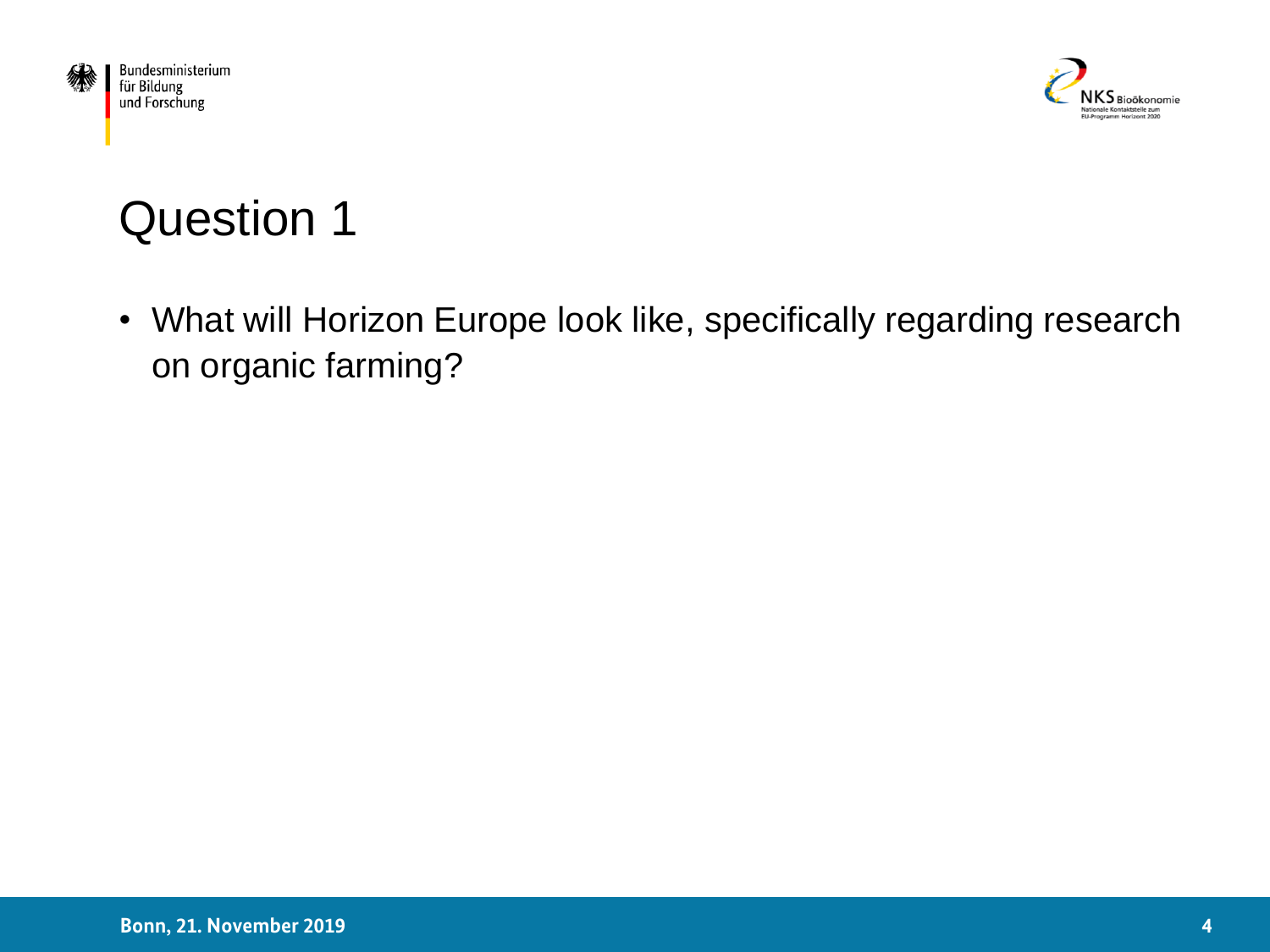# Question 1

- What will Horizon Europe look like, specifically regarding research on organic farming?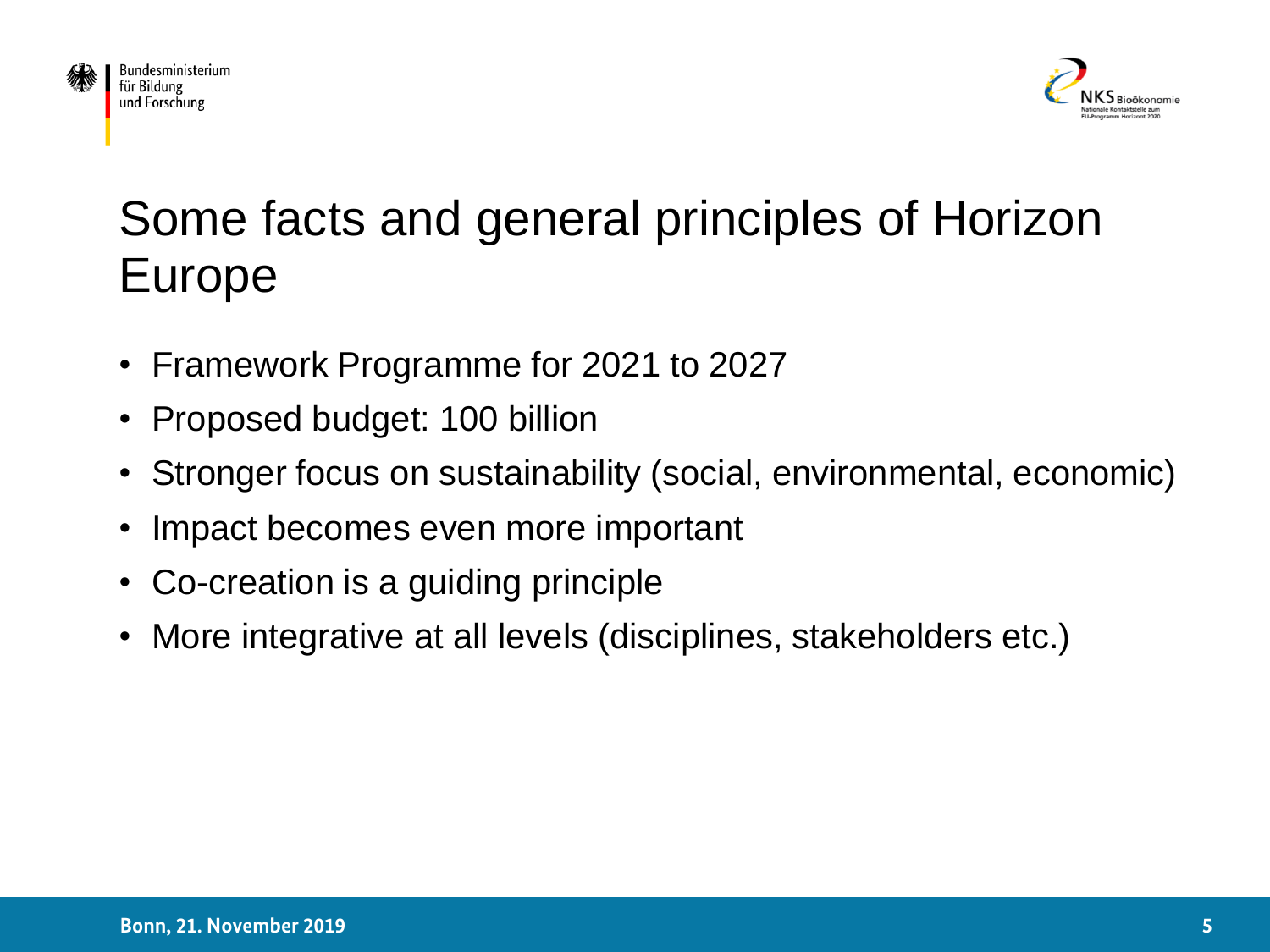# Some facts and general principles of Horizon Europe

- Framework Programme for 2021 to 2027
- Proposed budget: 100 billion
- Stronger focus on sustainability (social, environmental, economic)
- Impact becomes even more important
- Co-creation is a guiding principle
- More integrative at all levels (disciplines, stakeholders etc.)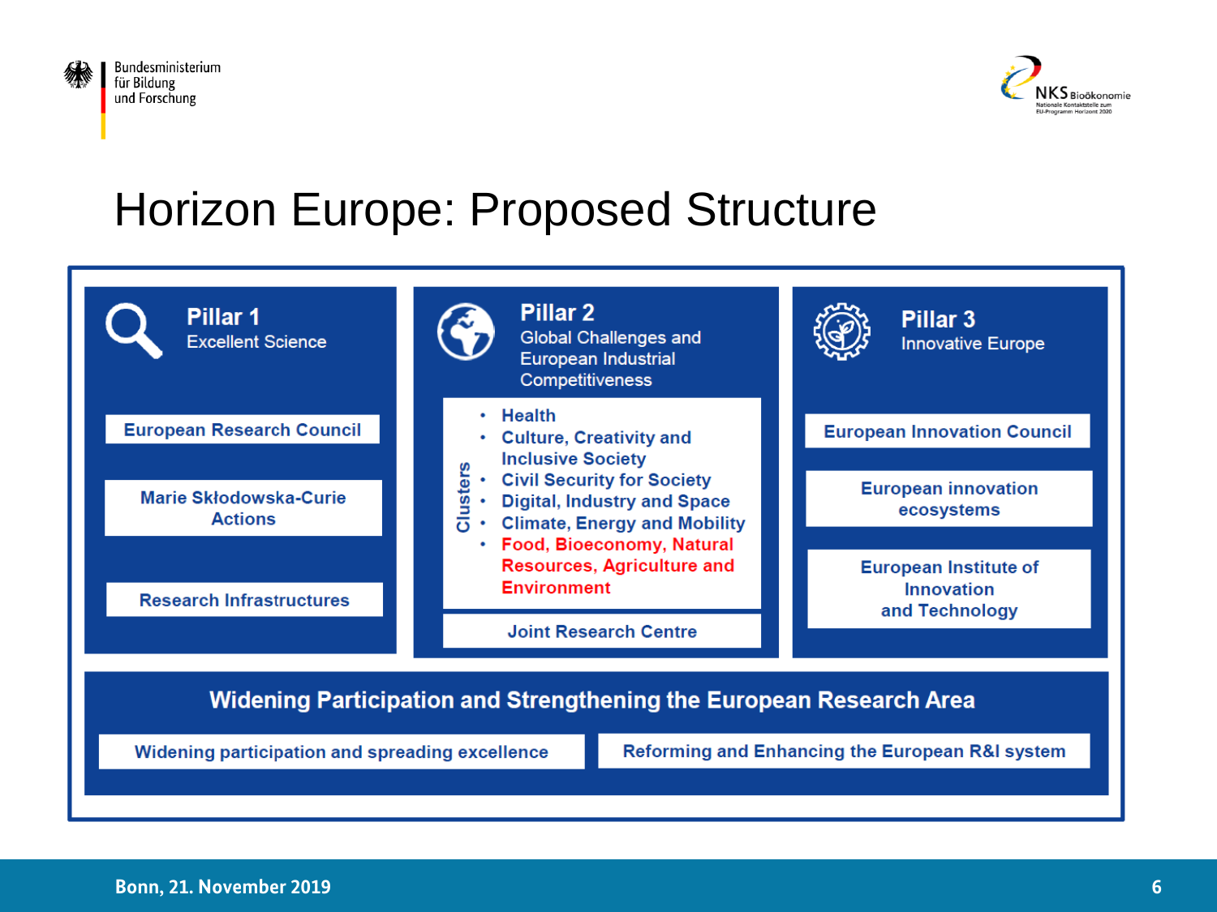# Horizon Europe: Proposed Structure

## Pillar 1
Excellent Science

- European Research Council
- Marie Skłodowska-Curie Actions
- Research Infrastructures

## Pillar 2
Global Challenges and European Industrial Competitiveness

Clusters

- Health
- Culture, Creativity and Inclusive Society
- Civil Security for Society
- Digital, Industry and Space
- Climate, Energy and Mobility
- Food, Bioeconomy, Natural Resources, Agriculture and Environment

Joint Research Centre

## Pillar 3
Innovative Europe

- European Innovation Council
- European innovation ecosystems
- European Institute of Innovation and Technology

## Widening Participation and Strengthening the European Research Area

- Widening participation and spreading excellence
- Reforming and Enhancing the European R&I system

Bonn, 21. November 2019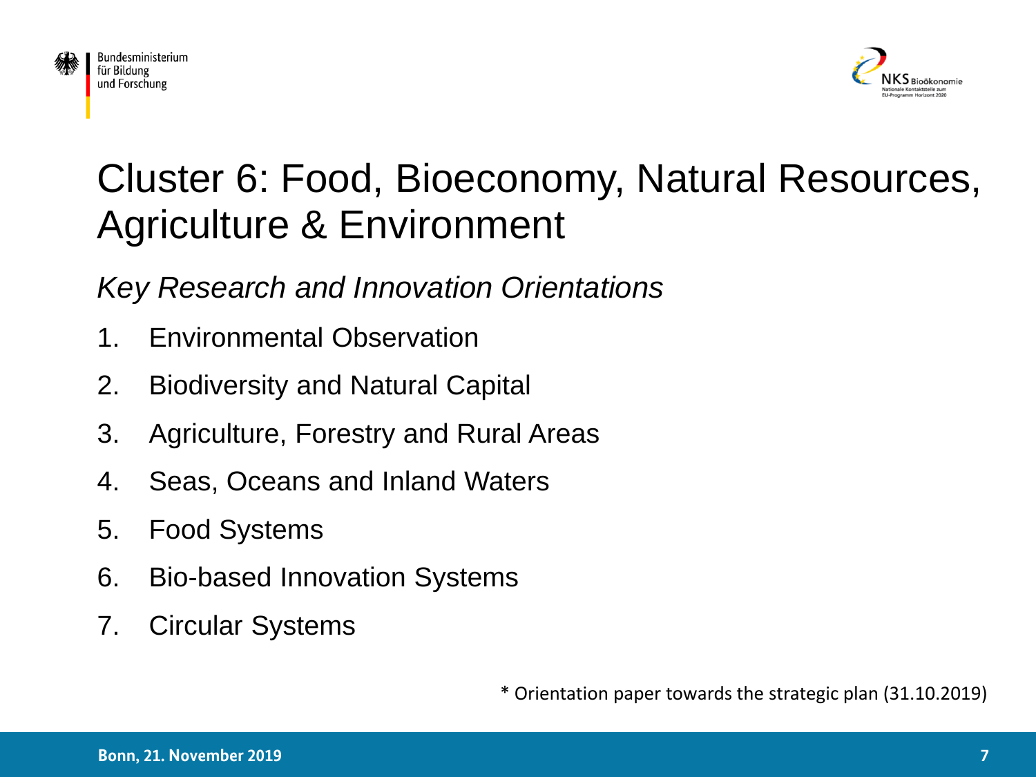# Cluster 6: Food, Bioeconomy, Natural Resources, Agriculture & Environment

*Key Research and Innovation Orientations*

1. Environmental Observation
2. Biodiversity and Natural Capital
3. Agriculture, Forestry and Rural Areas
4. Seas, Oceans and Inland Waters
5. Food Systems
6. Bio-based Innovation Systems
7. Circular Systems

* Orientation paper towards the strategic plan (31.10.2019)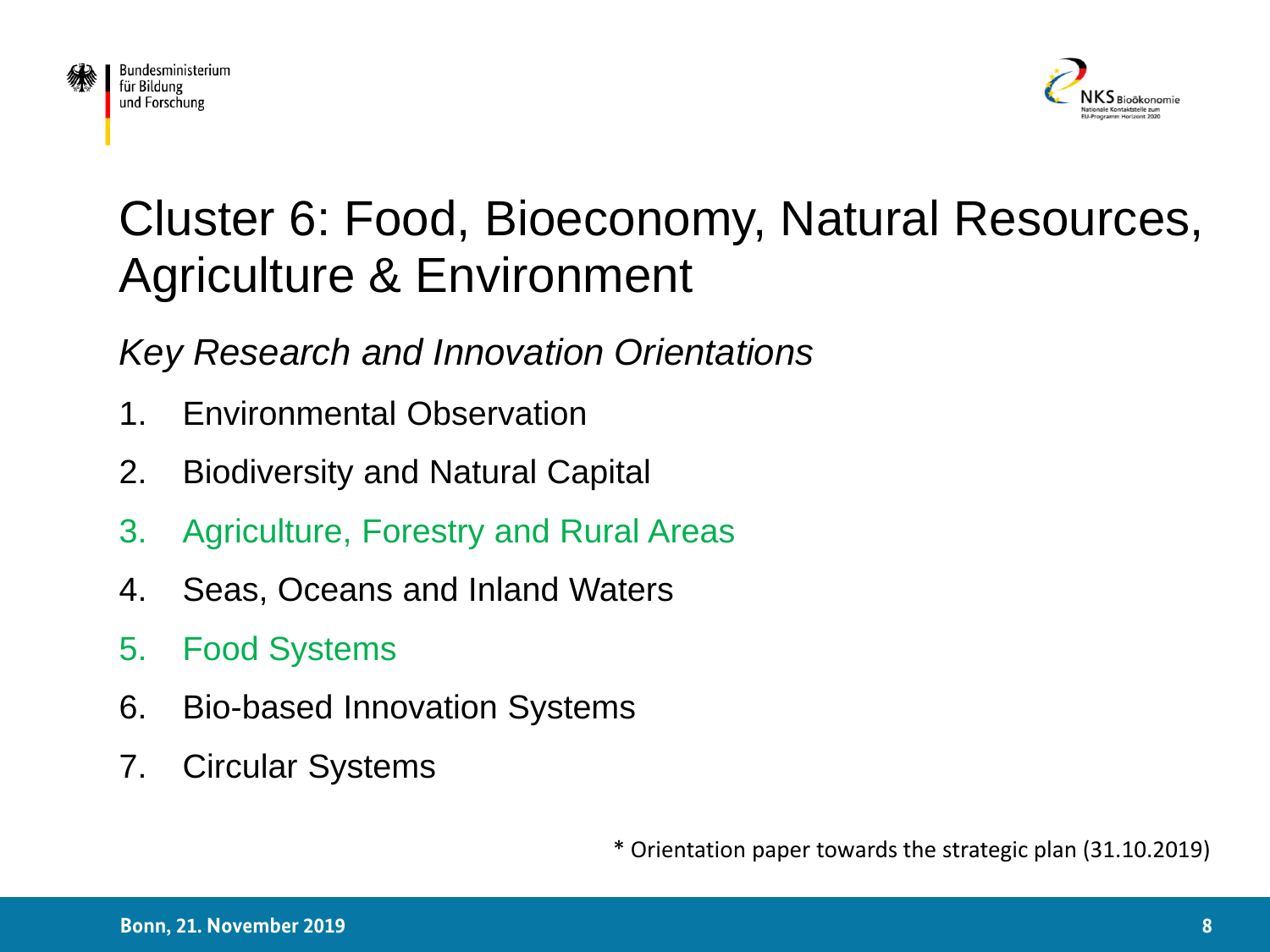# Cluster 6: Food, Bioeconomy, Natural Resources, Agriculture & Environment

*Key Research and Innovation Orientations*

1. Environmental Observation
2. Biodiversity and Natural Capital
3. Agriculture, Forestry and Rural Areas
4. Seas, Oceans and Inland Waters
5. Food Systems
6. Bio-based Innovation Systems
7. Circular Systems

* Orientation paper towards the strategic plan (31.10.2019)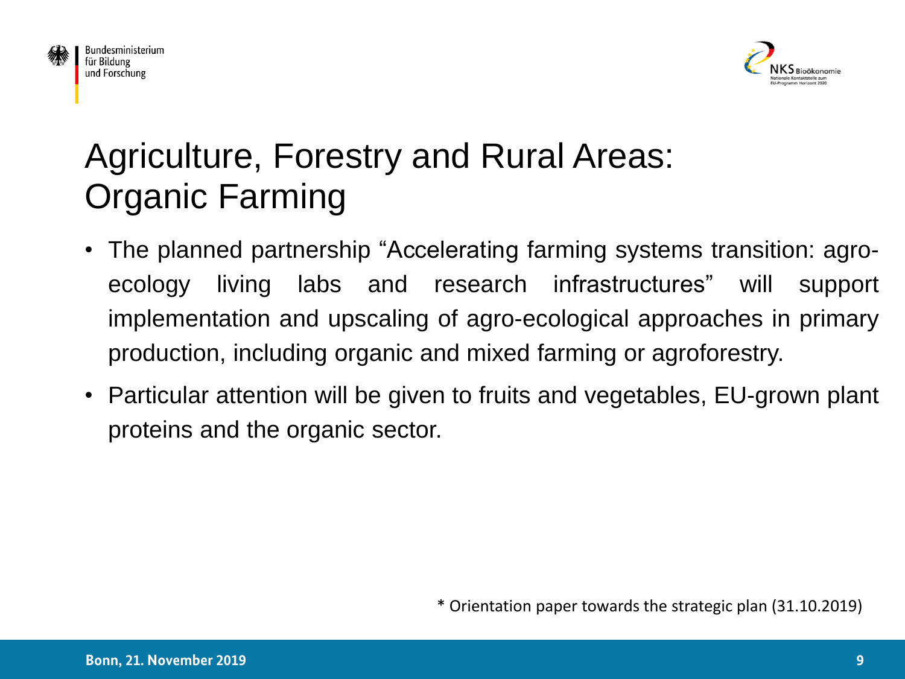# Agriculture, Forestry and Rural Areas: Organic Farming

- The planned partnership “Accelerating farming systems transition: agro-ecology living labs and research infrastructures” will support implementation and upscaling of agro-ecological approaches in primary production, including organic and mixed farming or agroforestry.
- Particular attention will be given to fruits and vegetables, EU-grown plant proteins and the organic sector.

* Orientation paper towards the strategic plan (31.10.2019)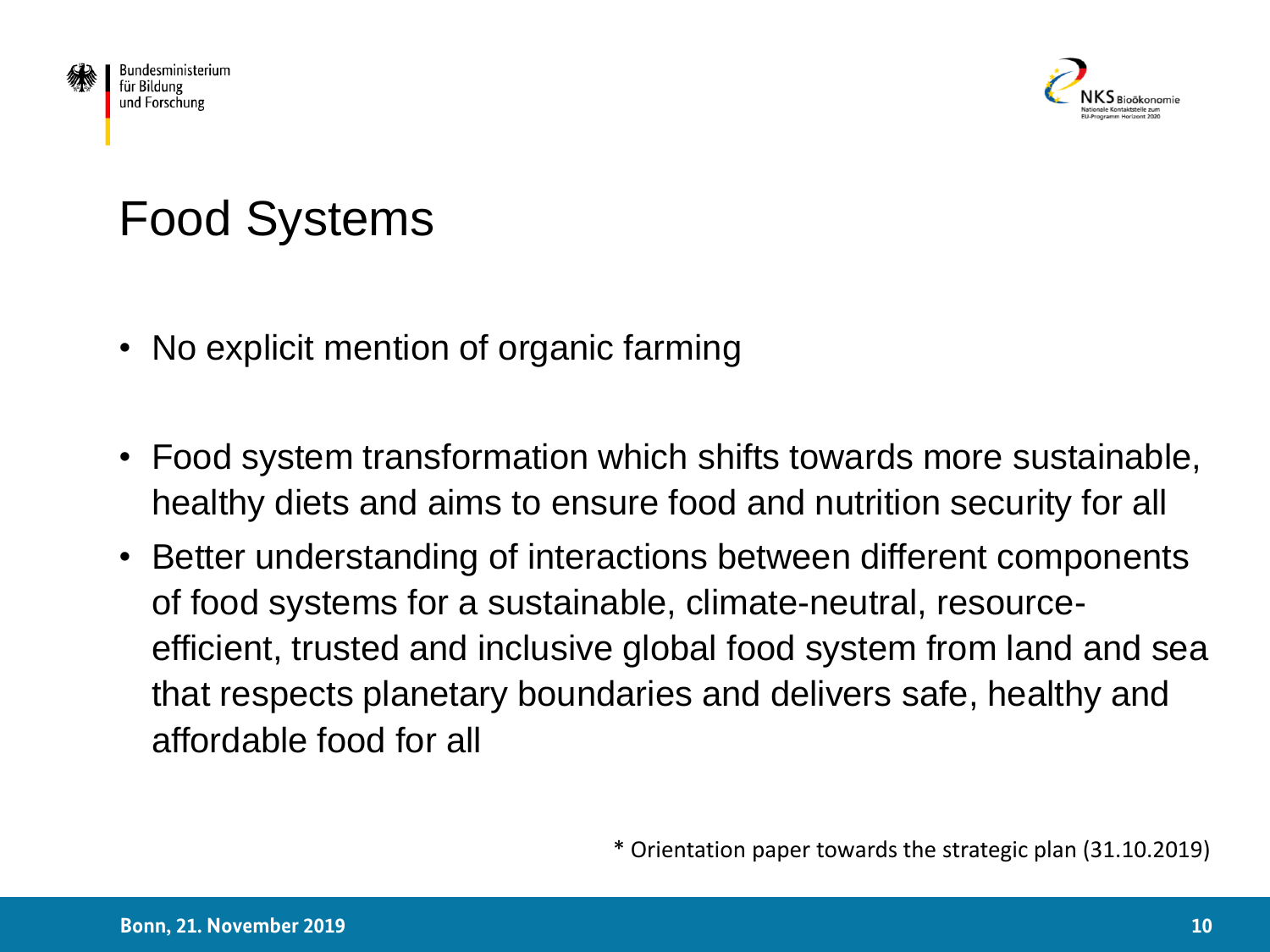# Food Systems

- No explicit mention of organic farming

- Food system transformation which shifts towards more sustainable, healthy diets and aims to ensure food and nutrition security for all
- Better understanding of interactions between different components of food systems for a sustainable, climate-neutral, resource-efficient, trusted and inclusive global food system from land and sea that respects planetary boundaries and delivers safe, healthy and affordable food for all

* Orientation paper towards the strategic plan (31.10.2019)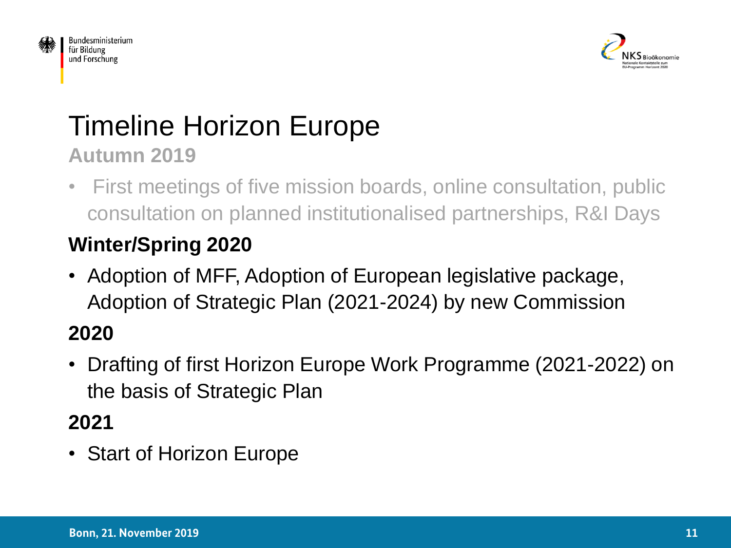# Timeline Horizon Europe

**Autumn 2019**

- First meetings of five mission boards, online consultation, public consultation on planned institutionalised partnerships, R&I Days

**Winter/Spring 2020**

- Adoption of MFF, Adoption of European legislative package, Adoption of Strategic Plan (2021-2024) by new Commission

**2020**

- Drafting of first Horizon Europe Work Programme (2021-2022) on the basis of Strategic Plan

**2021**

- Start of Horizon Europe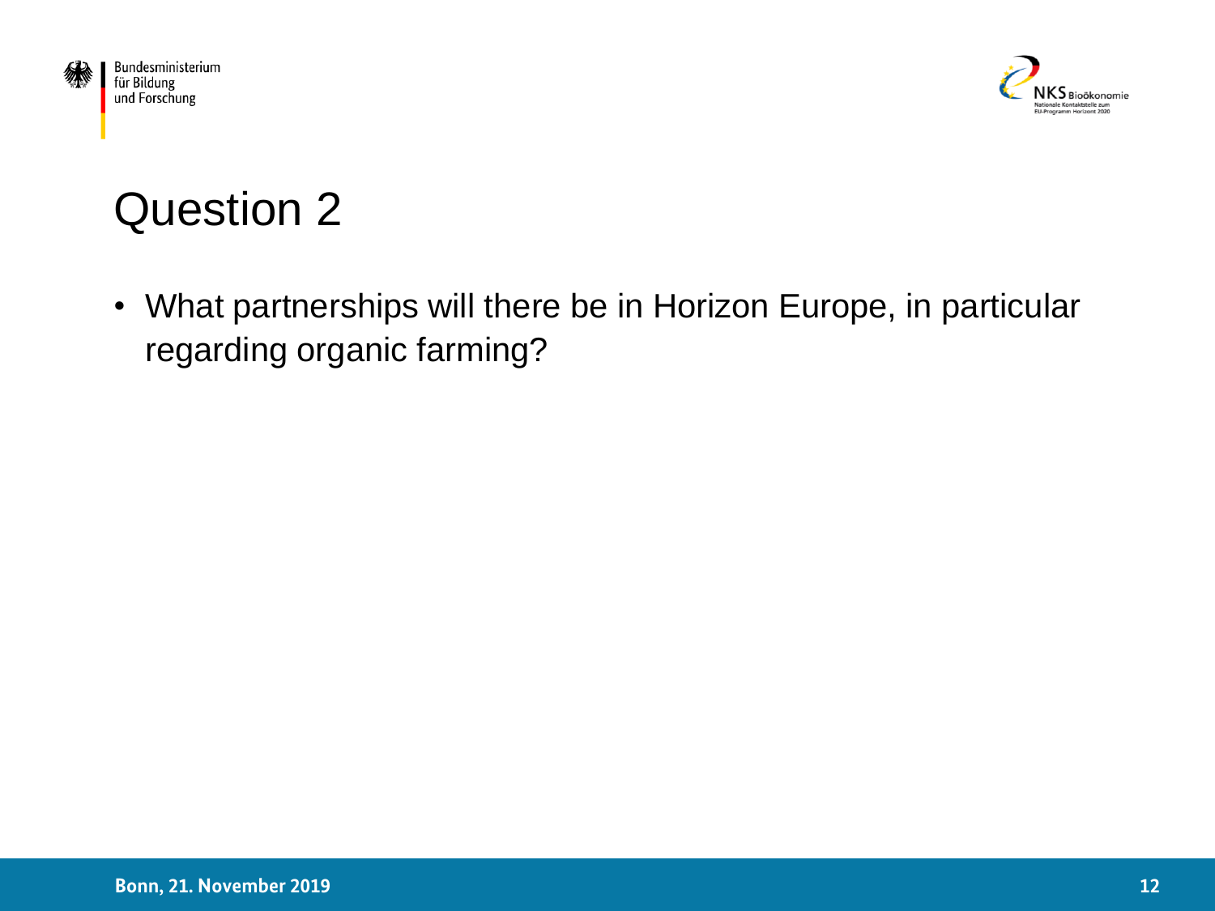# Question 2

- What partnerships will there be in Horizon Europe, in particular regarding organic farming?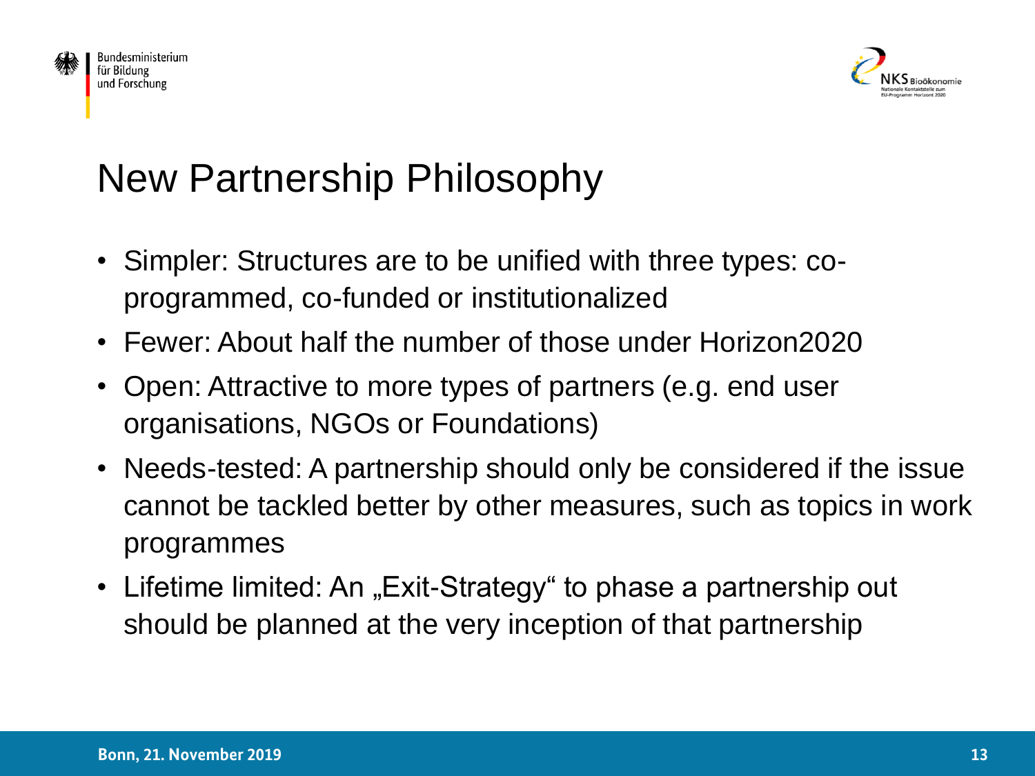# New Partnership Philosophy

- Simpler: Structures are to be unified with three types: co-programmed, co-funded or institutionalized
- Fewer: About half the number of those under Horizon2020
- Open: Attractive to more types of partners (e.g. end user organisations, NGOs or Foundations)
- Needs-tested: A partnership should only be considered if the issue cannot be tackled better by other measures, such as topics in work programmes
- Lifetime limited: An „Exit-Strategy“ to phase a partnership out should be planned at the very inception of that partnership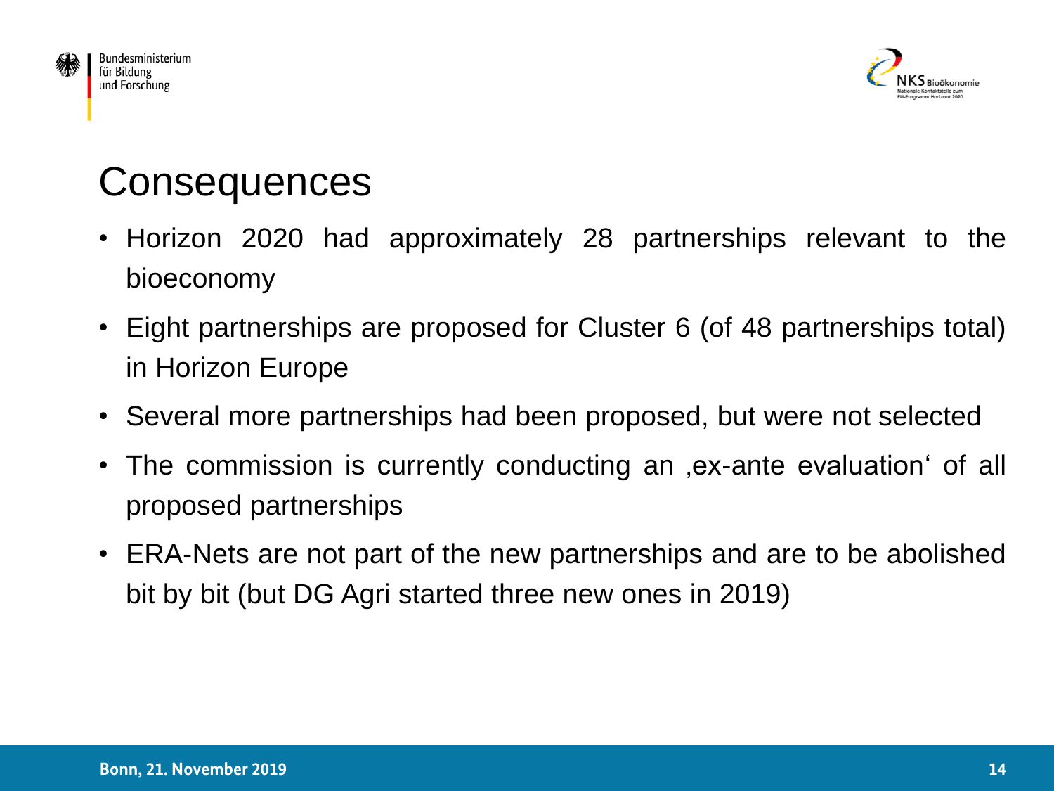# Consequences

- Horizon 2020 had approximately 28 partnerships relevant to the bioeconomy
- Eight partnerships are proposed for Cluster 6 (of 48 partnerships total) in Horizon Europe
- Several more partnerships had been proposed, but were not selected
- The commission is currently conducting an ‚ex-ante evaluation‘ of all proposed partnerships
- ERA-Nets are not part of the new partnerships and are to be abolished bit by bit (but DG Agri started three new ones in 2019)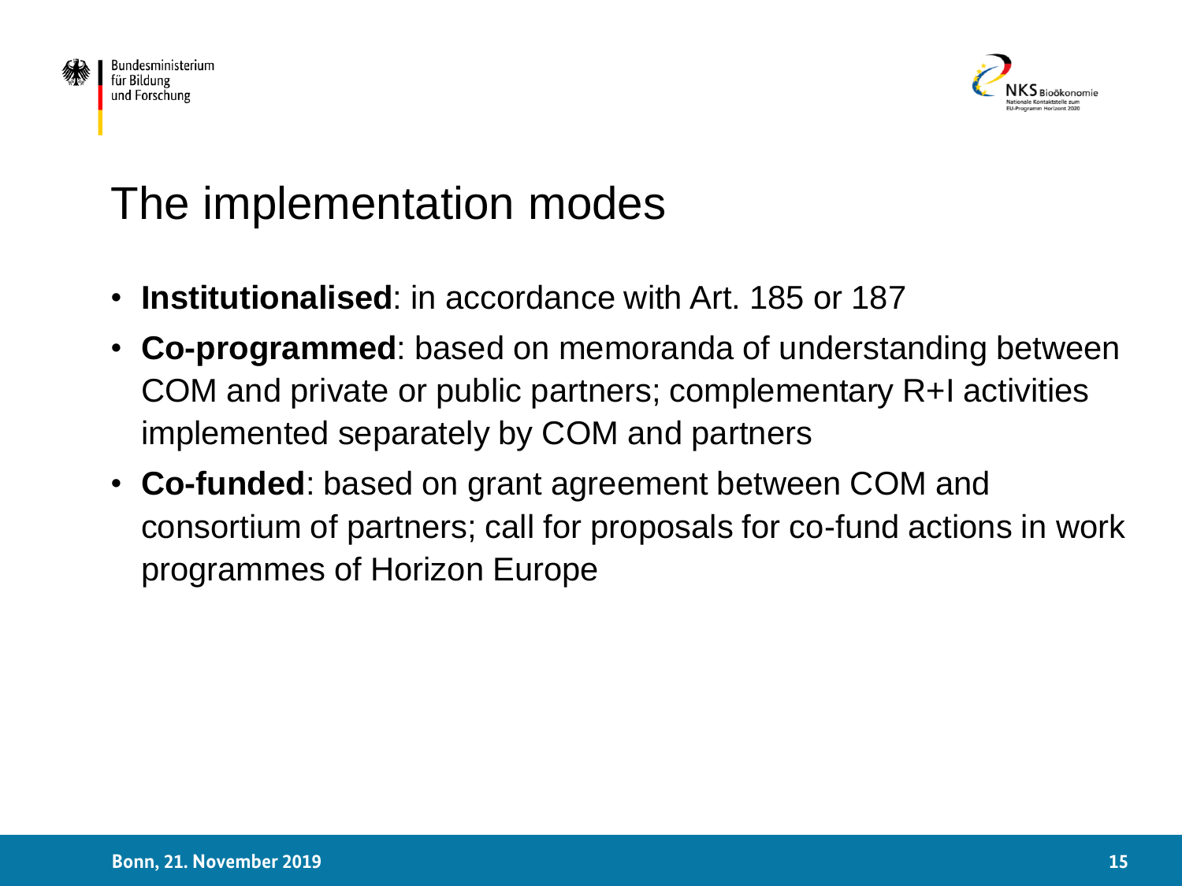# The implementation modes

- **Institutionalised**: in accordance with Art. 185 or 187
- **Co-programmed**: based on memoranda of understanding between COM and private or public partners; complementary R+I activities implemented separately by COM and partners
- **Co-funded**: based on grant agreement between COM and consortium of partners; call for proposals for co-fund actions in work programmes of Horizon Europe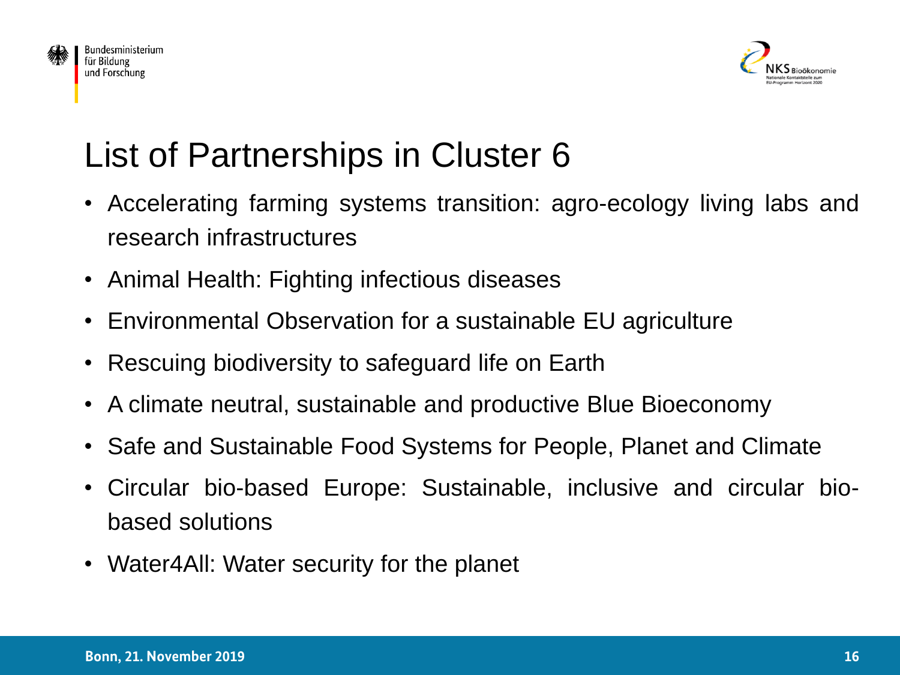# List of Partnerships in Cluster 6

- Accelerating farming systems transition: agro-ecology living labs and research infrastructures
- Animal Health: Fighting infectious diseases
- Environmental Observation for a sustainable EU agriculture
- Rescuing biodiversity to safeguard life on Earth
- A climate neutral, sustainable and productive Blue Bioeconomy
- Safe and Sustainable Food Systems for People, Planet and Climate
- Circular bio-based Europe: Sustainable, inclusive and circular bio-based solutions
- Water4All: Water security for the planet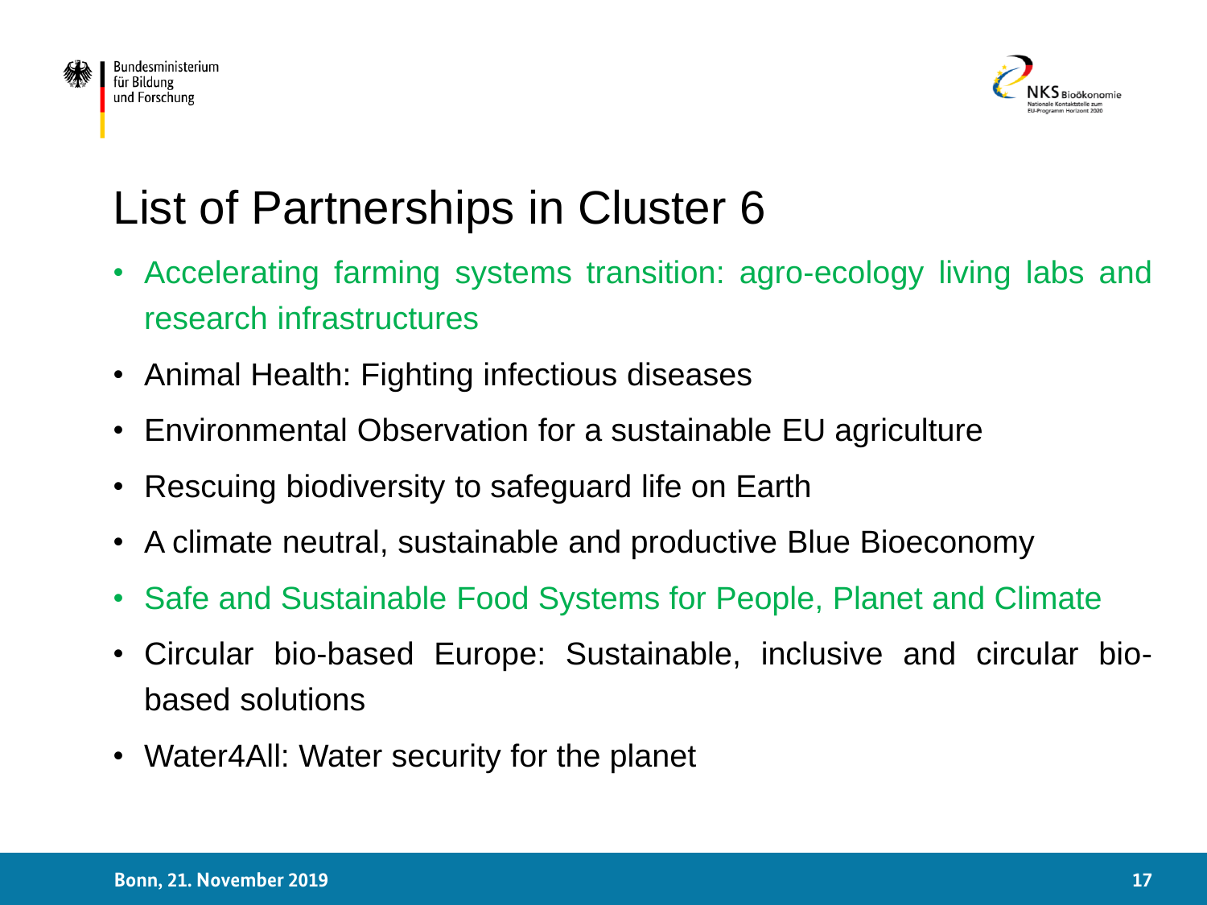# List of Partnerships in Cluster 6

- Accelerating farming systems transition: agro-ecology living labs and research infrastructures
- Animal Health: Fighting infectious diseases
- Environmental Observation for a sustainable EU agriculture
- Rescuing biodiversity to safeguard life on Earth
- A climate neutral, sustainable and productive Blue Bioeconomy
- Safe and Sustainable Food Systems for People, Planet and Climate
- Circular bio-based Europe: Sustainable, inclusive and circular bio-based solutions
- Water4All: Water security for the planet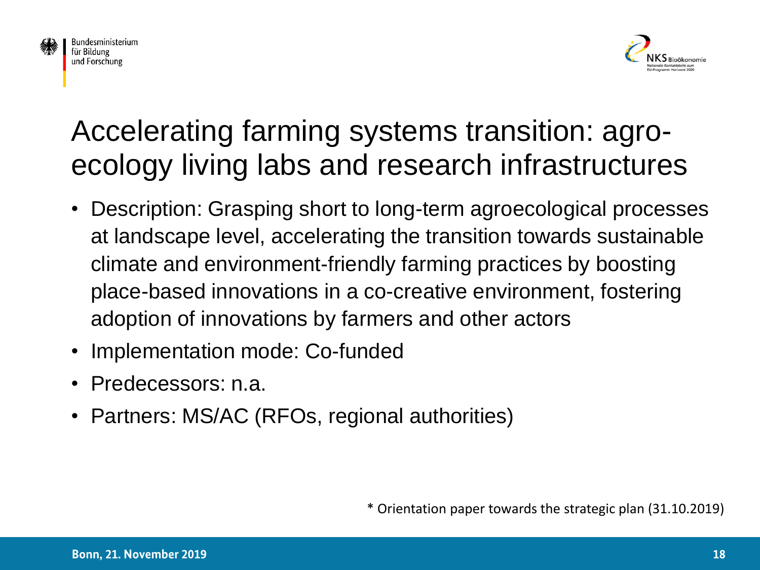# Accelerating farming systems transition: agro-ecology living labs and research infrastructures

- Description: Grasping short to long-term agroecological processes at landscape level, accelerating the transition towards sustainable climate and environment-friendly farming practices by boosting place-based innovations in a co-creative environment, fostering adoption of innovations by farmers and other actors
- Implementation mode: Co-funded
- Predecessors: n.a.
- Partners: MS/AC (RFOs, regional authorities)

* Orientation paper towards the strategic plan (31.10.2019)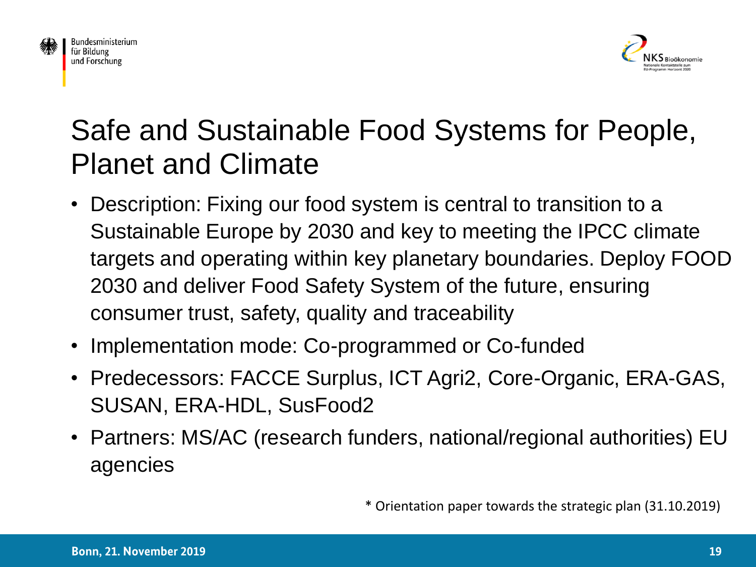# Safe and Sustainable Food Systems for People, Planet and Climate

- Description: Fixing our food system is central to transition to a Sustainable Europe by 2030 and key to meeting the IPCC climate targets and operating within key planetary boundaries. Deploy FOOD 2030 and deliver Food Safety System of the future, ensuring consumer trust, safety, quality and traceability
- Implementation mode: Co-programmed or Co-funded
- Predecessors: FACCE Surplus, ICT Agri2, Core-Organic, ERA-GAS, SUSAN, ERA-HDL, SusFood2
- Partners: MS/AC (research funders, national/regional authorities) EU agencies

* Orientation paper towards the strategic plan (31.10.2019)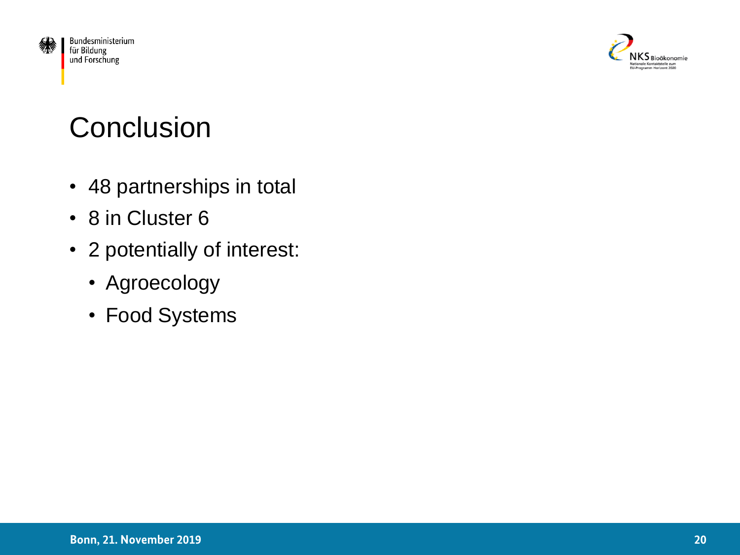# Conclusion

- 48 partnerships in total
- 8 in Cluster 6
- 2 potentially of interest:
  - Agroecology
  - Food Systems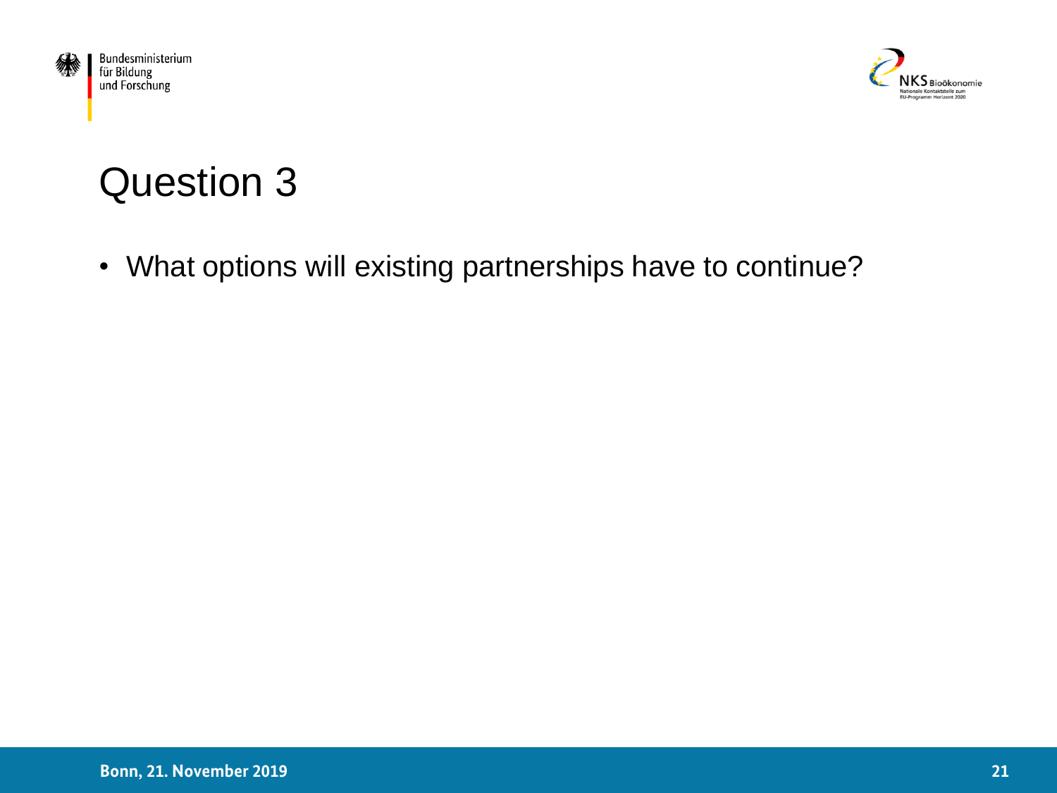# Question 3

- What options will existing partnerships have to continue?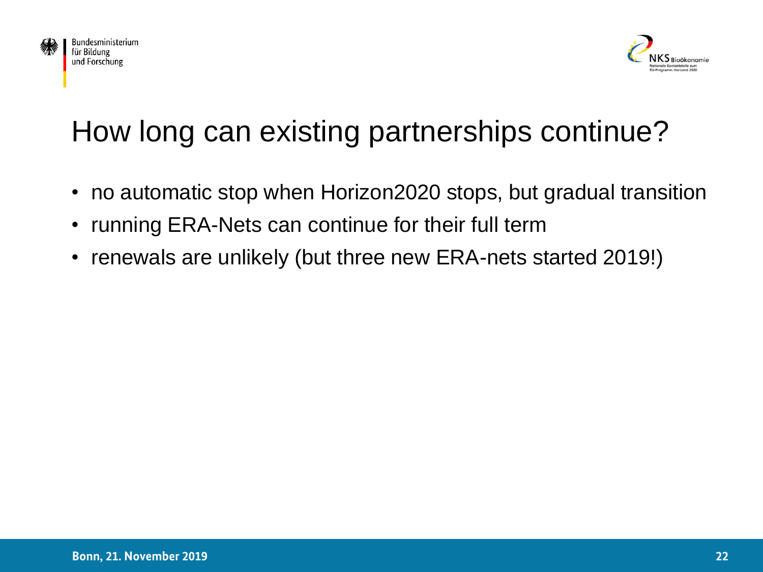# How long can existing partnerships continue?

- no automatic stop when Horizon2020 stops, but gradual transition
- running ERA-Nets can continue for their full term
- renewals are unlikely (but three new ERA-nets started 2019!)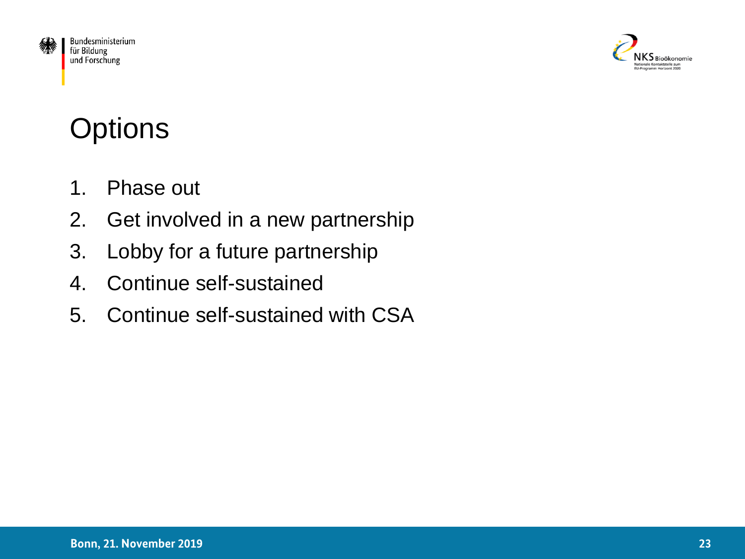# Options

1. Phase out
2. Get involved in a new partnership
3. Lobby for a future partnership
4. Continue self-sustained
5. Continue self-sustained with CSA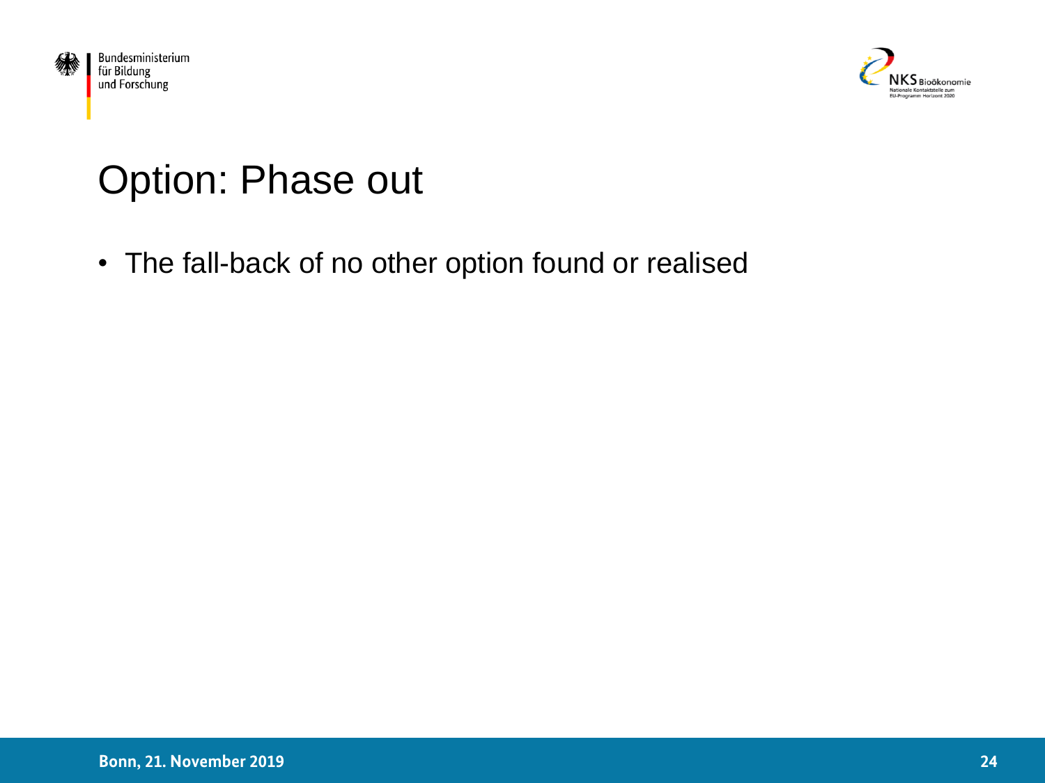# Option: Phase out

- The fall-back of no other option found or realised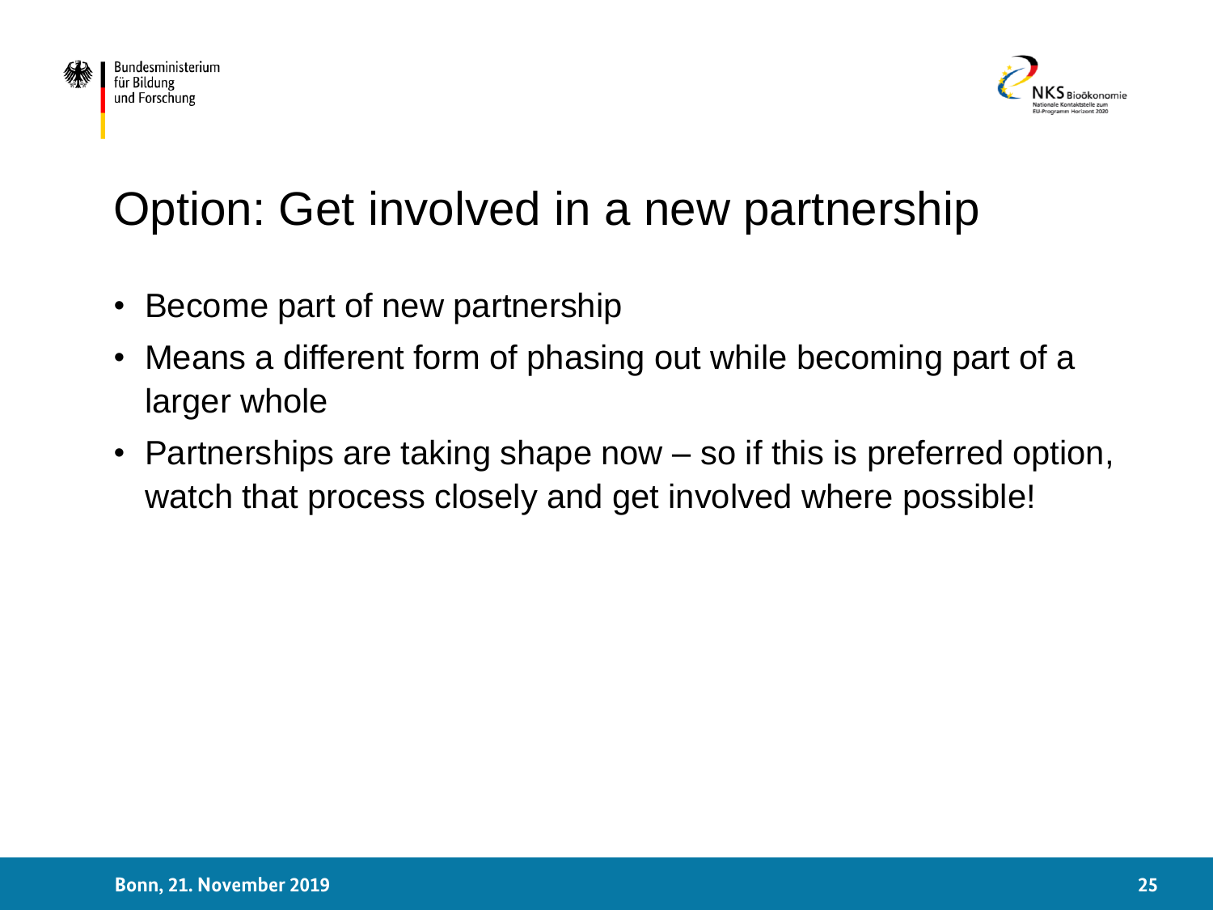# Option: Get involved in a new partnership

- Become part of new partnership
- Means a different form of phasing out while becoming part of a larger whole
- Partnerships are taking shape now – so if this is preferred option, watch that process closely and get involved where possible!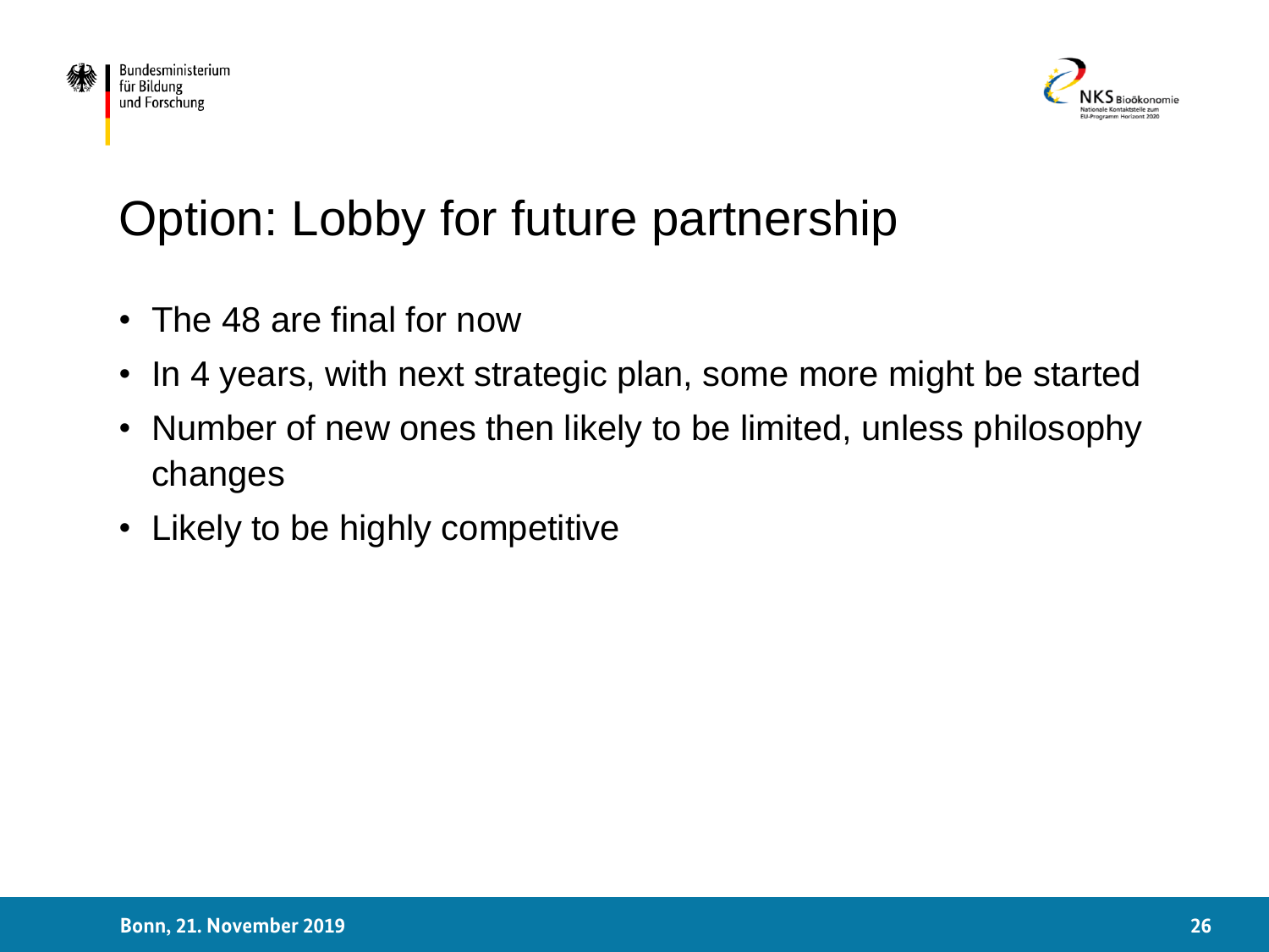# Option: Lobby for future partnership

- The 48 are final for now
- In 4 years, with next strategic plan, some more might be started
- Number of new ones then likely to be limited, unless philosophy changes
- Likely to be highly competitive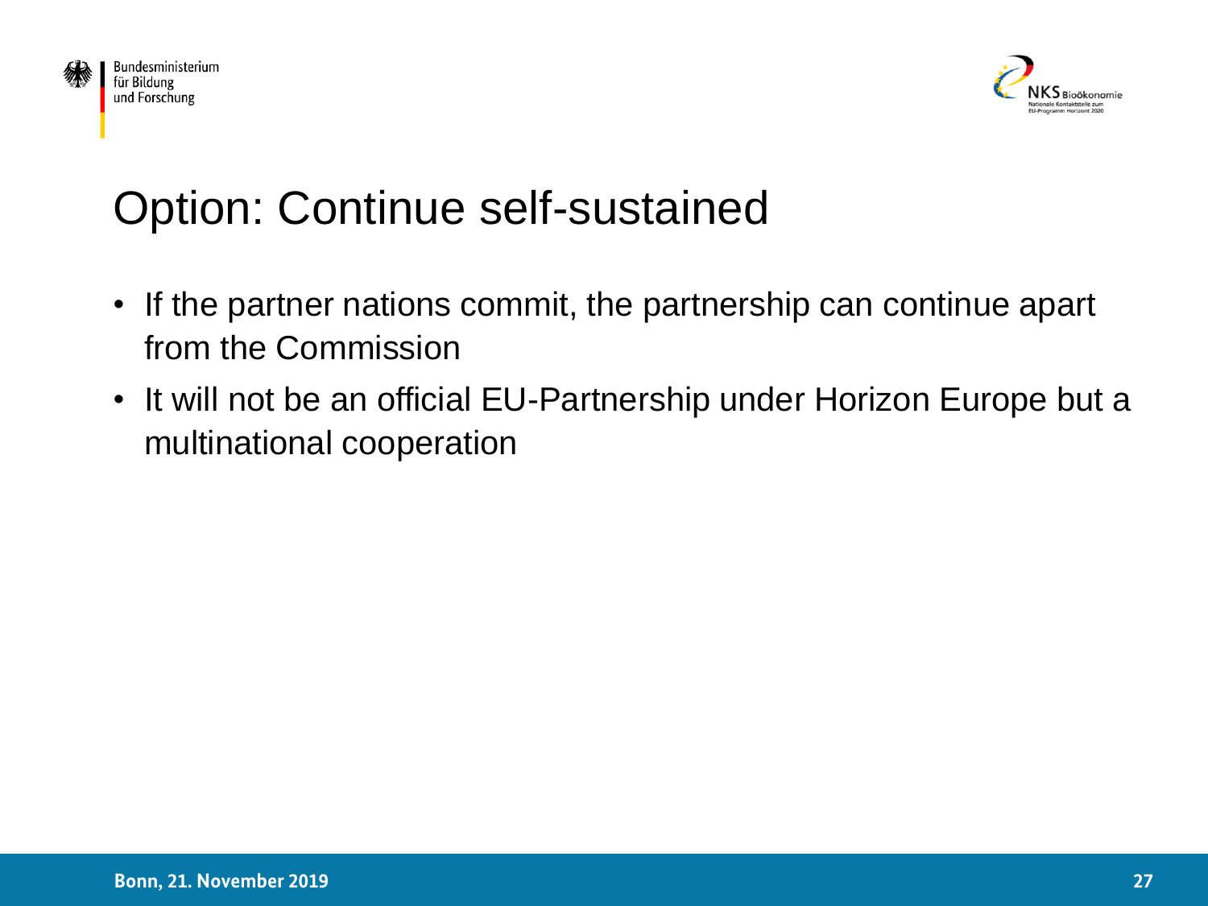# Option: Continue self-sustained

- If the partner nations commit, the partnership can continue apart from the Commission
- It will not be an official EU-Partnership under Horizon Europe but a multinational cooperation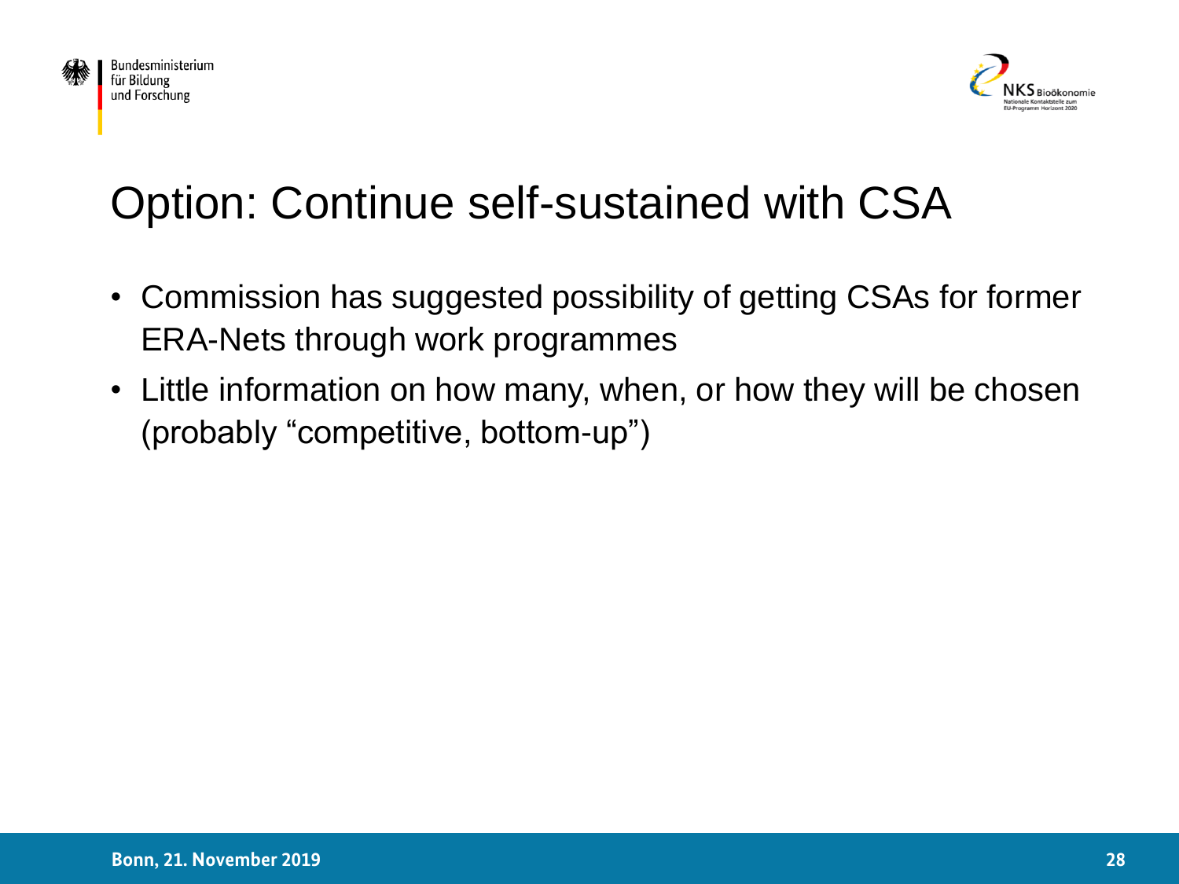# Option: Continue self-sustained with CSA

- Commission has suggested possibility of getting CSAs for former ERA-Nets through work programmes
- Little information on how many, when, or how they will be chosen (probably "competitive, bottom-up")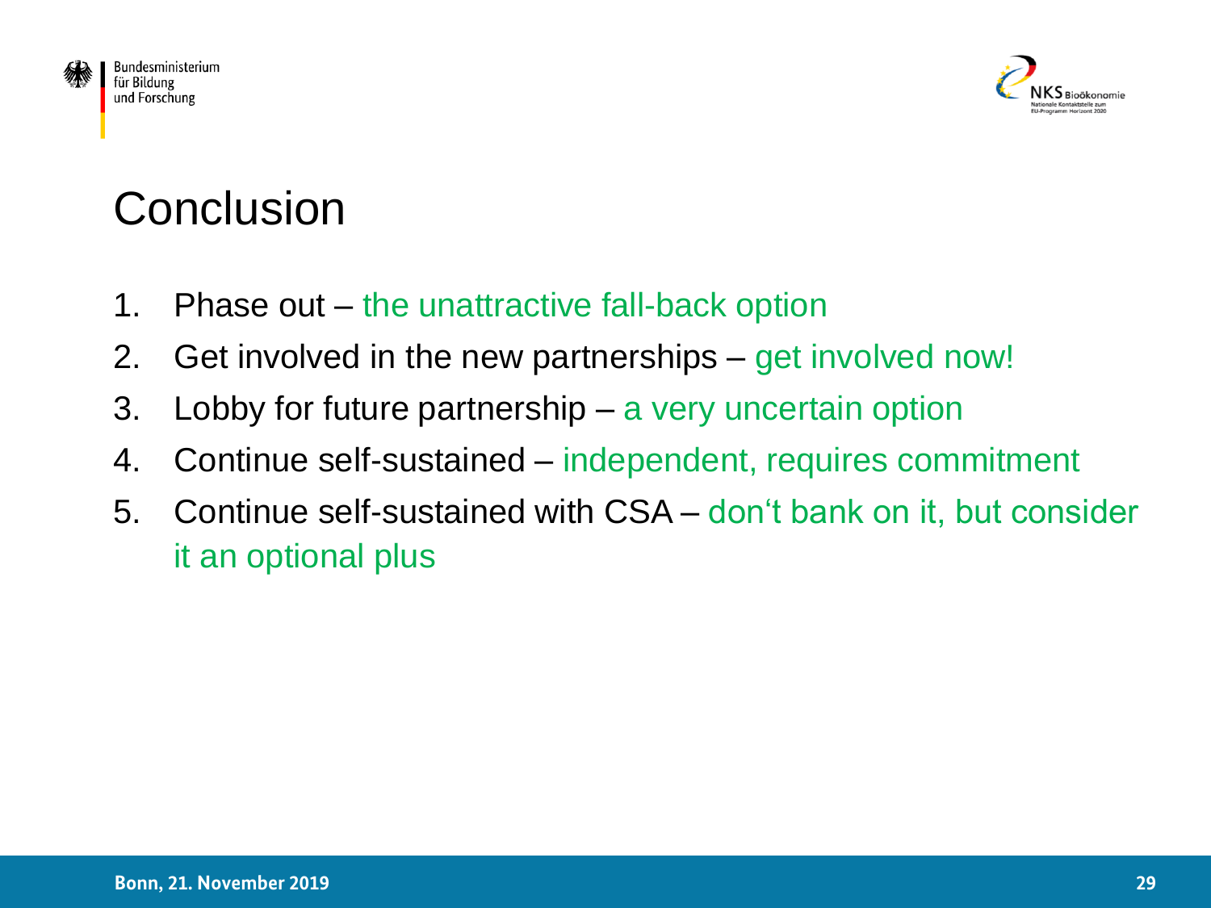# Conclusion

1. Phase out – the unattractive fall-back option
2. Get involved in the new partnerships – get involved now!
3. Lobby for future partnership – a very uncertain option
4. Continue self-sustained – independent, requires commitment
5. Continue self-sustained with CSA – don‘t bank on it, but consider it an optional plus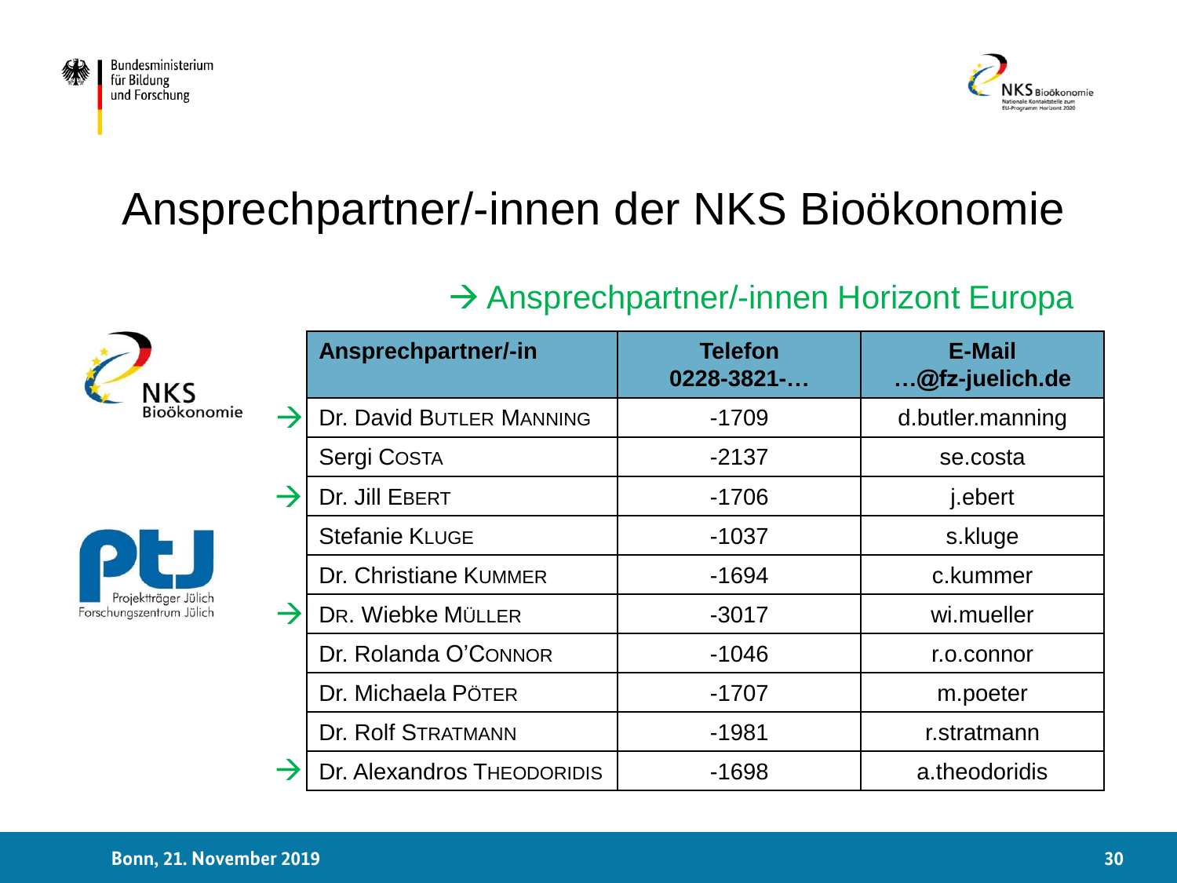# Ansprechpartner/-innen der NKS Bioökonomie

→ Ansprechpartner/-innen Horizont Europa

| | Ansprechpartner/-in | Telefon 0228-3821-… | E-Mail …@fz-juelich.de |
|---|---|---|---|
| → | Dr. David BUTLER MANNING | -1709 | d.butler.manning |
| | Sergi COSTA | -2137 | se.costa |
| → | Dr. Jill EBERT | -1706 | j.ebert |
| | Stefanie KLUGE | -1037 | s.kluge |
| | Dr. Christiane KUMMER | -1694 | c.kummer |
| → | DR. Wiebke MÜLLER | -3017 | wi.mueller |
| | Dr. Rolanda O'CONNOR | -1046 | r.o.connor |
| | Dr. Michaela PÖTER | -1707 | m.poeter |
| | Dr. Rolf STRATMANN | -1981 | r.stratmann |
| → | Dr. Alexandros THEODORIDIS | -1698 | a.theodoridis |

Bonn, 21. November 2019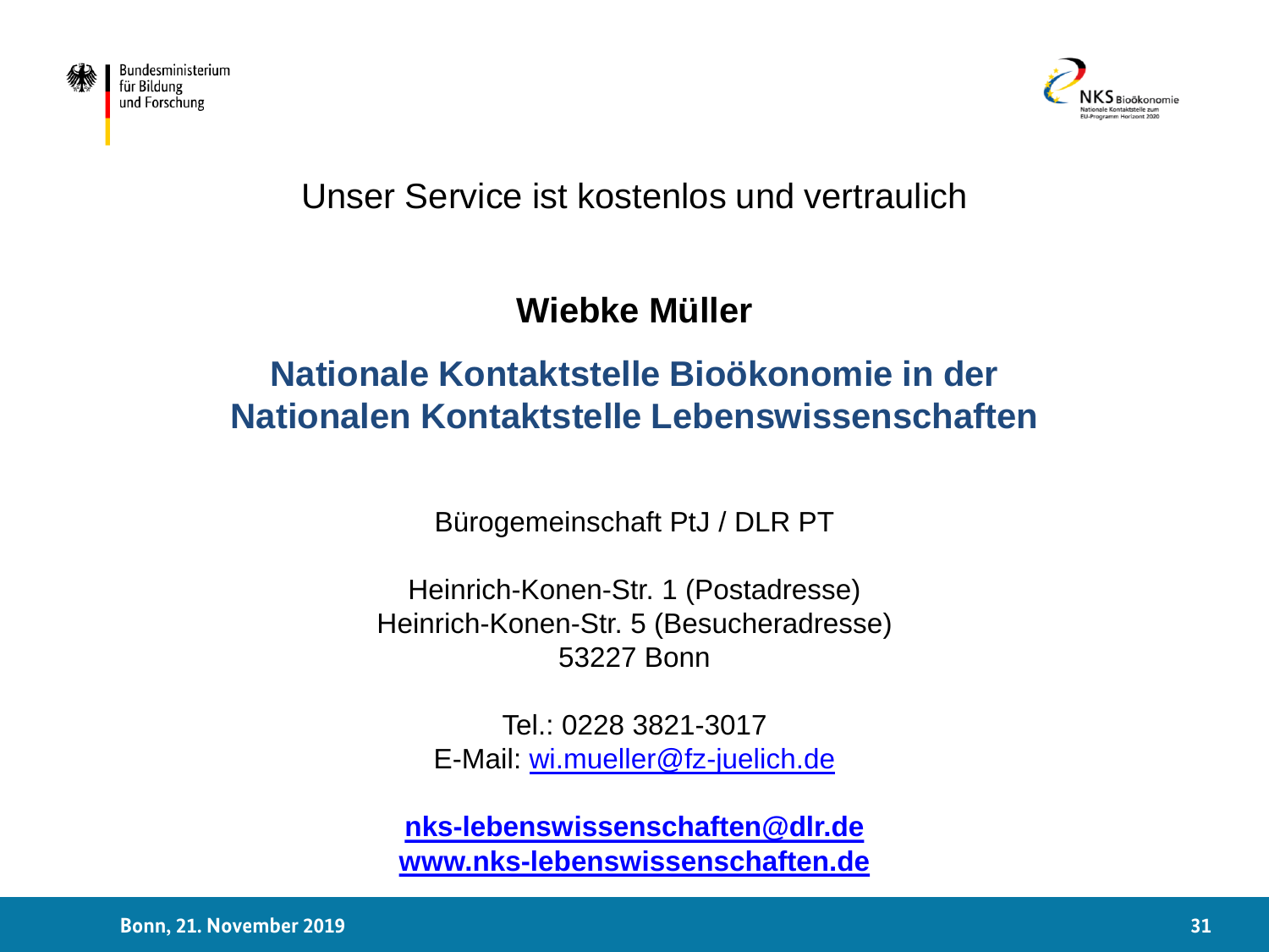Bundesministerium
für Bildung
und Forschung

NKS Bioökonomie
Nationale Kontaktstelle zum
EU-Programm Horizont 2020

Unser Service ist kostenlos und vertraulich

**Wiebke Müller**

## Nationale Kontaktstelle Bioökonomie in der Nationalen Kontaktstelle Lebenswissenschaften

Bürogemeinschaft PtJ / DLR PT

Heinrich-Konen-Str. 1 (Postadresse)
Heinrich-Konen-Str. 5 (Besucheradresse)
53227 Bonn

Tel.: 0228 3821-3017
E-Mail: wi.mueller@fz-juelich.de

**nks-lebenswissenschaften@dlr.de**
**www.nks-lebenswissenschaften.de**

Bonn, 21. November 2019